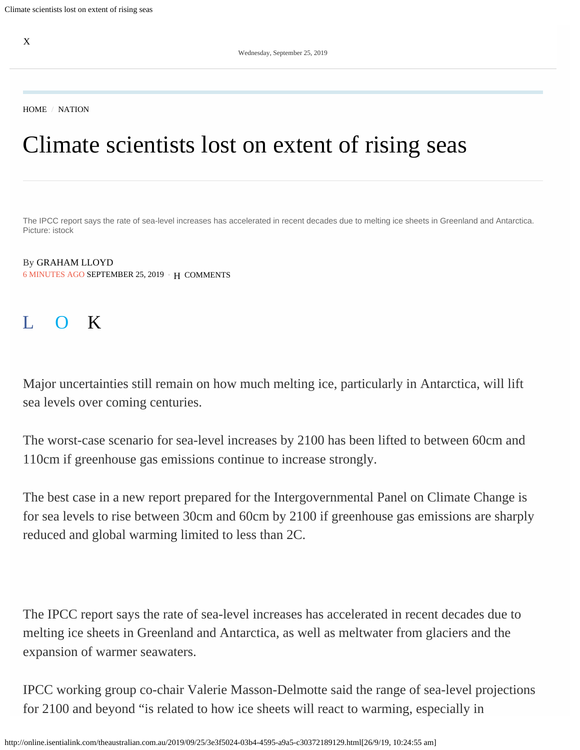Wednesday, September 25, 2019

HOME / NATION

# Climate scientists lost on extent of rising seas

The IPCC report says the rate of sea-level increases has accelerated in recent decades due to melting ice sheets in Greenland and Antarctica. Picture: istock

By GRAHAM LLOYD
6 MINUTES AGO SEPTEMBER 25, 2019 • COMMENTS

Major uncertainties still remain on how much melting ice, particularly in Antarctica, will lift sea levels over coming centuries.

The worst-case scenario for sea-level increases by 2100 has been lifted to between 60cm and 110cm if greenhouse gas emissions continue to increase strongly.

The best case in a new report prepared for the Intergovernmental Panel on Climate Change is for sea levels to rise between 30cm and 60cm by 2100 if greenhouse gas emissions are sharply reduced and global warming limited to less than 2C.

The IPCC report says the rate of sea-level increases has accelerated in recent decades due to melting ice sheets in Greenland and Antarctica, as well as meltwater from glaciers and the expansion of warmer seawaters.

IPCC working group co-chair Valerie Masson-Delmotte said the range of sea-level projections for 2100 and beyond "is related to how ice sheets will react to warming, especially in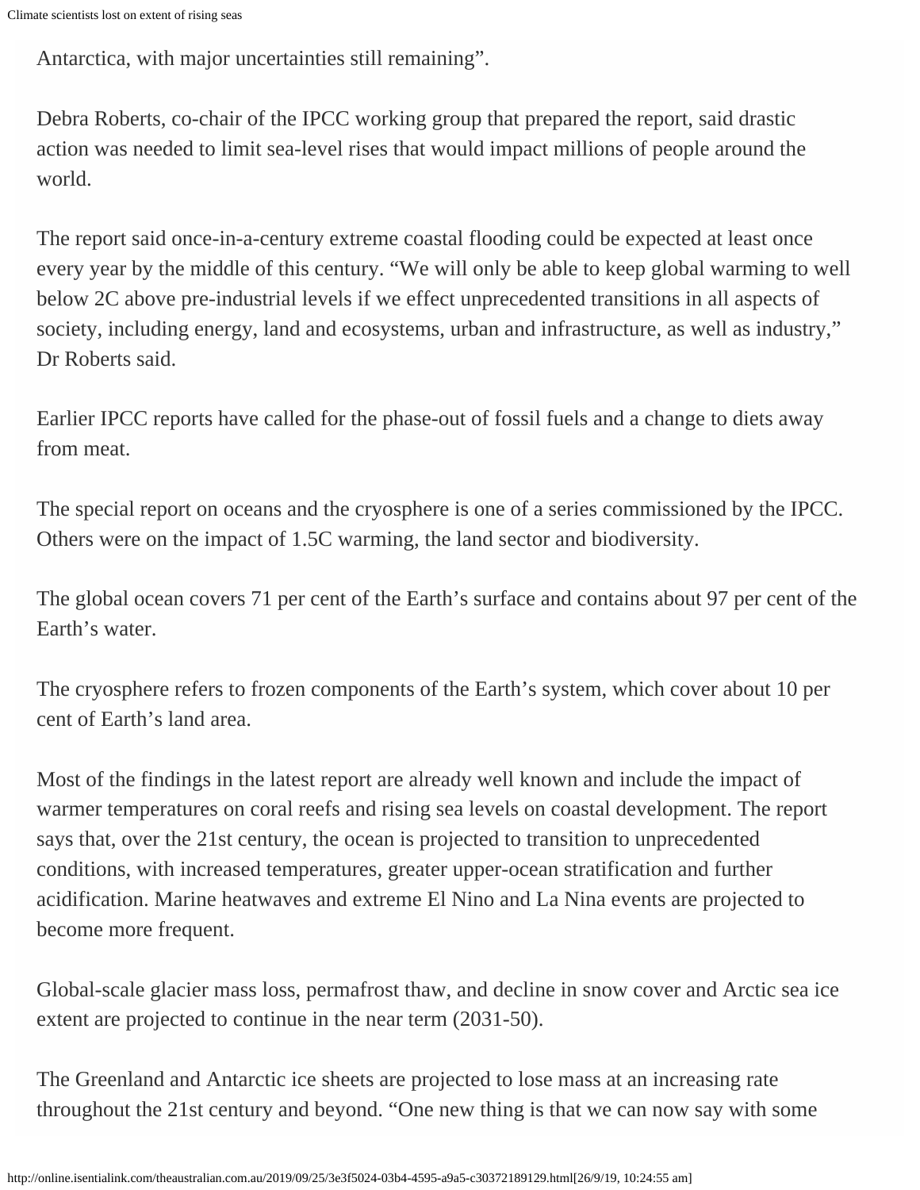Antarctica, with major uncertainties still remaining".

Debra Roberts, co-chair of the IPCC working group that prepared the report, said drastic action was needed to limit sea-level rises that would impact millions of people around the world.

The report said once-in-a-century extreme coastal flooding could be expected at least once every year by the middle of this century. "We will only be able to keep global warming to well below 2C above pre-industrial levels if we effect unprecedented transitions in all aspects of society, including energy, land and ecosystems, urban and infrastructure, as well as industry," Dr Roberts said.

Earlier IPCC reports have called for the phase-out of fossil fuels and a change to diets away from meat.

The special report on oceans and the cryosphere is one of a series commissioned by the IPCC. Others were on the impact of 1.5C warming, the land sector and biodiversity.

The global ocean covers 71 per cent of the Earth's surface and contains about 97 per cent of the Earth's water.

The cryosphere refers to frozen components of the Earth's system, which cover about 10 per cent of Earth's land area.

Most of the findings in the latest report are already well known and include the impact of warmer temperatures on coral reefs and rising sea levels on coastal development. The report says that, over the 21st century, the ocean is projected to transition to unprecedented conditions, with increased temperatures, greater upper-ocean stratification and further acidification. Marine heatwaves and extreme El Nino and La Nina events are projected to become more frequent.

Global-scale glacier mass loss, permafrost thaw, and decline in snow cover and Arctic sea ice extent are projected to continue in the near term (2031-50).

The Greenland and Antarctic ice sheets are projected to lose mass at an increasing rate throughout the 21st century and beyond. "One new thing is that we can now say with some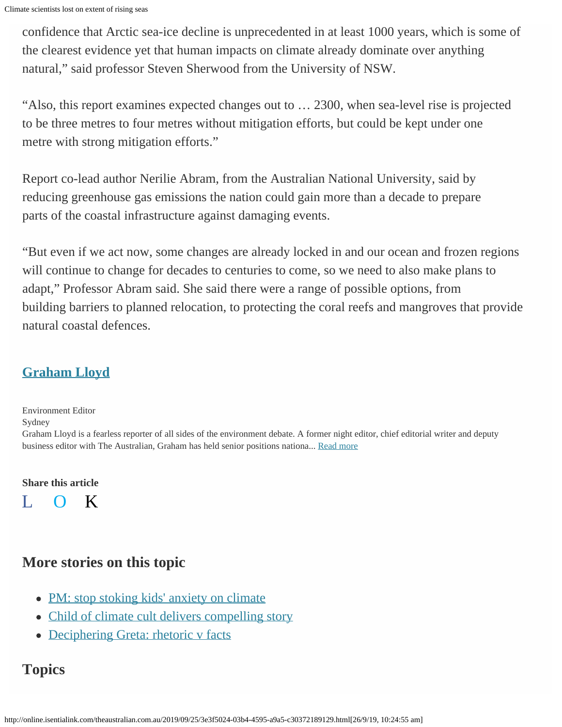confidence that Arctic sea-ice decline is unprecedented in at least 1000 years, which is some of the clearest evidence yet that human impacts on climate already dominate over anything natural," said professor Steven Sherwood from the University of NSW.

"Also, this report examines expected changes out to … 2300, when sea-level rise is projected to be three metres to four metres without mitigation efforts, but could be kept under one metre with strong mitigation efforts."

Report co-lead author Nerilie Abram, from the Australian National University, said by reducing greenhouse gas emissions the nation could gain more than a decade to prepare parts of the coastal infrastructure against damaging events.

"But even if we act now, some changes are already locked in and our ocean and frozen regions will continue to change for decades to centuries to come, so we need to also make plans to adapt," Professor Abram said. She said there were a range of possible options, from building barriers to planned relocation, to protecting the coral reefs and mangroves that provide natural coastal defences.

**Graham Lloyd**

Environment Editor
Sydney
Graham Lloyd is a fearless reporter of all sides of the environment debate. A former night editor, chief editorial writer and deputy business editor with The Australian, Graham has held senior positions nationa... Read more

**Share this article**

L O K

## More stories on this topic

- PM: stop stoking kids' anxiety on climate
- Child of climate cult delivers compelling story
- Deciphering Greta: rhetoric v facts

## Topics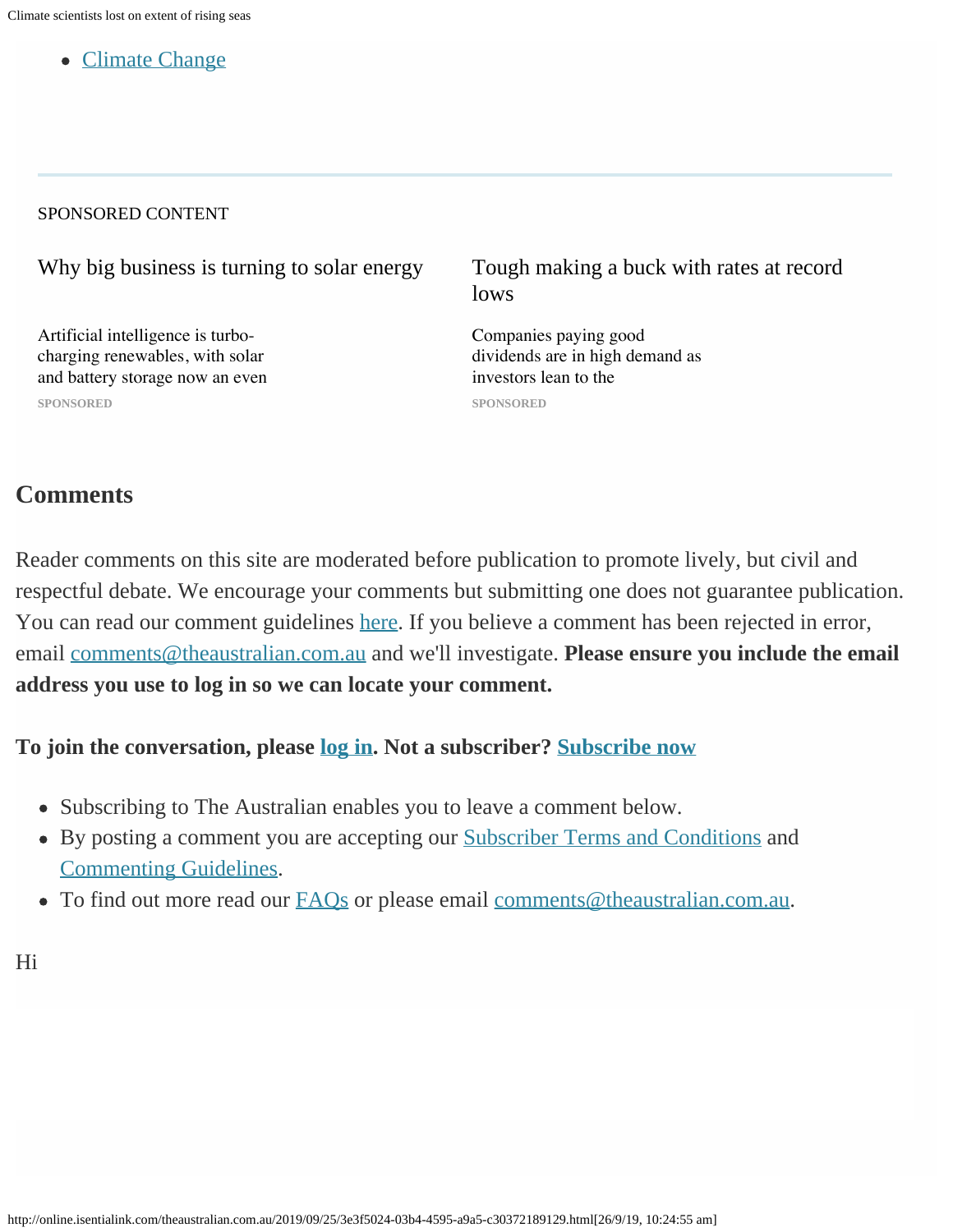- [Climate Change]()

SPONSORED CONTENT

### Why big business is turning to solar energy

Artificial intelligence is turbo-charging renewables, with solar and battery storage now an even

SPONSORED

### Tough making a buck with rates at record lows

Companies paying good dividends are in high demand as investors lean to the

SPONSORED

## Comments

Reader comments on this site are moderated before publication to promote lively, but civil and respectful debate. We encourage your comments but submitting one does not guarantee publication. You can read our comment guidelines [here](). If you believe a comment has been rejected in error, email [comments@theaustralian.com.au]() and we'll investigate. **Please ensure you include the email address you use to log in so we can locate your comment.**

**To join the conversation, please [log in](). Not a subscriber? [Subscribe now]()**

- Subscribing to The Australian enables you to leave a comment below.
- By posting a comment you are accepting our [Subscriber Terms and Conditions]() and [Commenting Guidelines]().
- To find out more read our [FAQs]() or please email [comments@theaustralian.com.au]().

Hi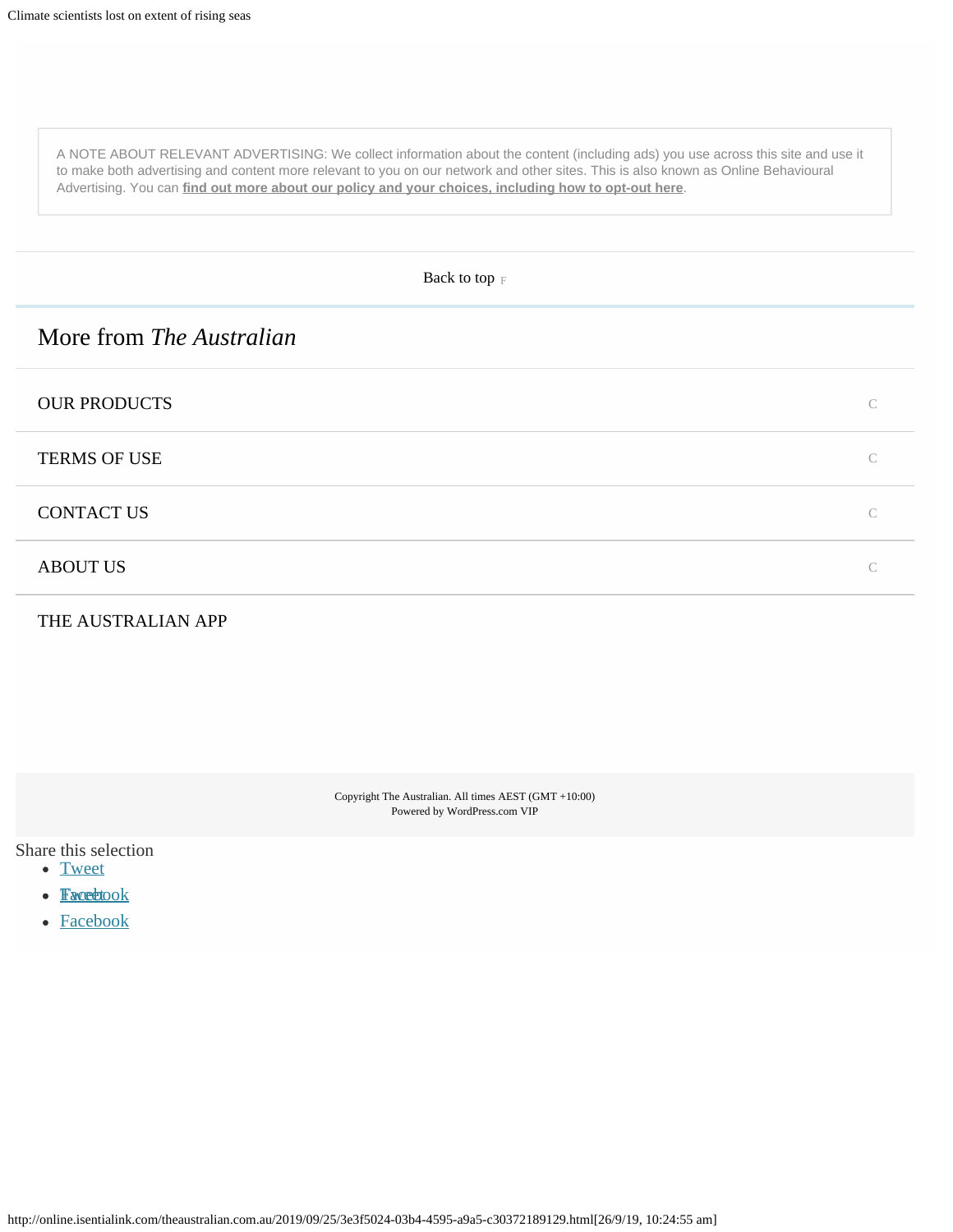A NOTE ABOUT RELEVANT ADVERTISING: We collect information about the content (including ads) you use across this site and use it to make both advertising and content more relevant to you on our network and other sites. This is also known as Online Behavioural Advertising. You can **find out more about our policy and your choices, including how to opt-out here**.

Back to top

## More from *The Australian*

OUR PRODUCTS

TERMS OF USE

CONTACT US

ABOUT US

THE AUSTRALIAN APP

Copyright The Australian. All times AEST (GMT +10:00)
Powered by WordPress.com VIP

Share this selection

- Tweet
- Facebook
- Facebook